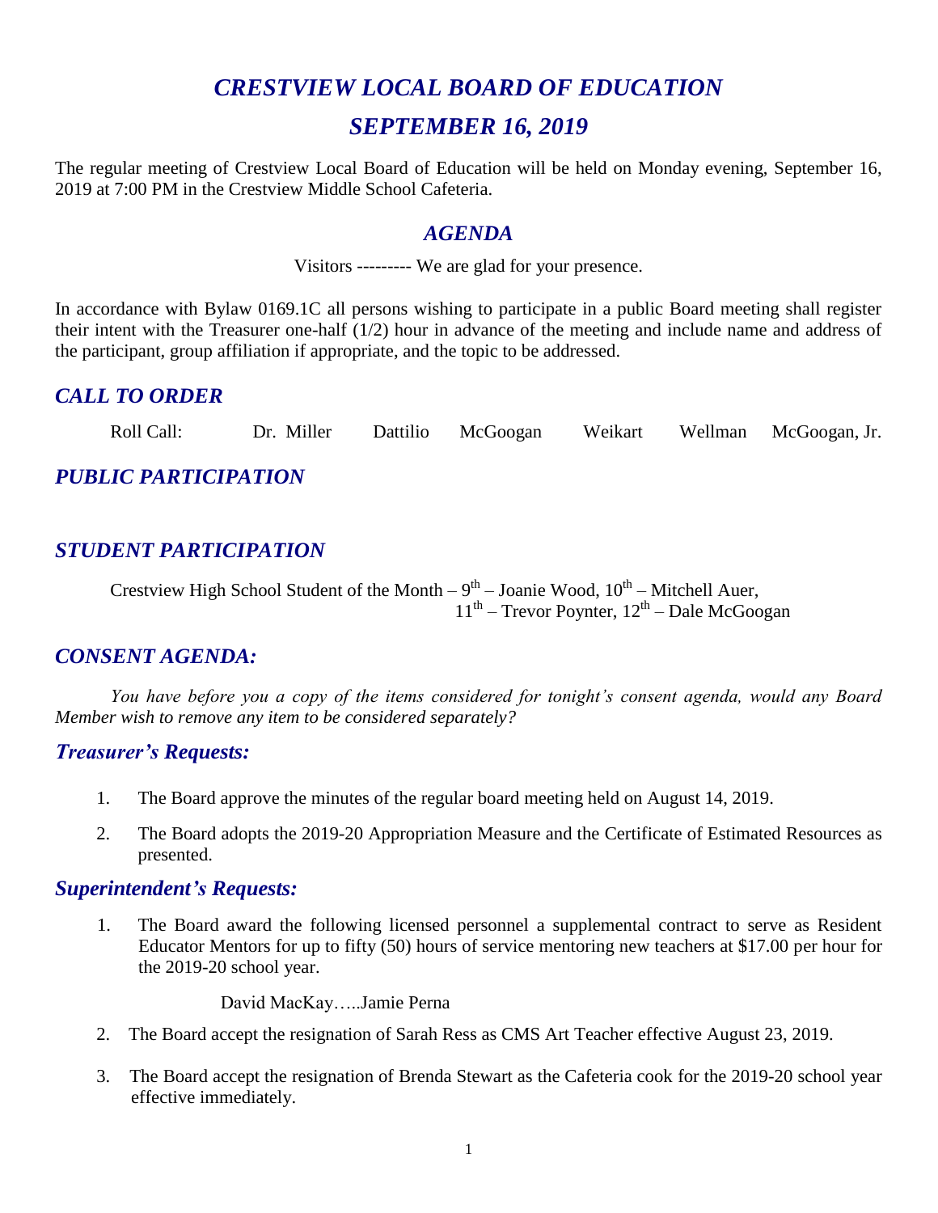# *CRESTVIEW LOCAL BOARD OF EDUCATION*

# *SEPTEMBER 16, 2019*

The regular meeting of Crestview Local Board of Education will be held on Monday evening, September 16, 2019 at 7:00 PM in the Crestview Middle School Cafeteria.

## *AGENDA*

Visitors --------- We are glad for your presence.

In accordance with Bylaw 0169.1C all persons wishing to participate in a public Board meeting shall register their intent with the Treasurer one-half (1/2) hour in advance of the meeting and include name and address of the participant, group affiliation if appropriate, and the topic to be addressed.

## *CALL TO ORDER*

Roll Call: Dr. Miller Dattilio McGoogan Weikart Wellman McGoogan, Jr.

## *PUBLIC PARTICIPATION*

## *STUDENT PARTICIPATION*

Crestview High School Student of the Month – 9th – Joanie Wood, 10th – Mitchell Auer, 11th – Trevor Poynter, 12th – Dale McGoogan

## *CONSENT AGENDA:*

*You have before you a copy of the items considered for tonight's consent agenda, would any Board Member wish to remove any item to be considered separately?*

### *Treasurer's Requests:*

1. The Board approve the minutes of the regular board meeting held on August 14, 2019.
2. The Board adopts the 2019-20 Appropriation Measure and the Certificate of Estimated Resources as presented.

### *Superintendent's Requests:*

1. The Board award the following licensed personnel a supplemental contract to serve as Resident Educator Mentors for up to fifty (50) hours of service mentoring new teachers at $17.00 per hour for the 2019-20 school year.

   David MacKay…..Jamie Perna

2. The Board accept the resignation of Sarah Ress as CMS Art Teacher effective August 23, 2019.
3. The Board accept the resignation of Brenda Stewart as the Cafeteria cook for the 2019-20 school year effective immediately.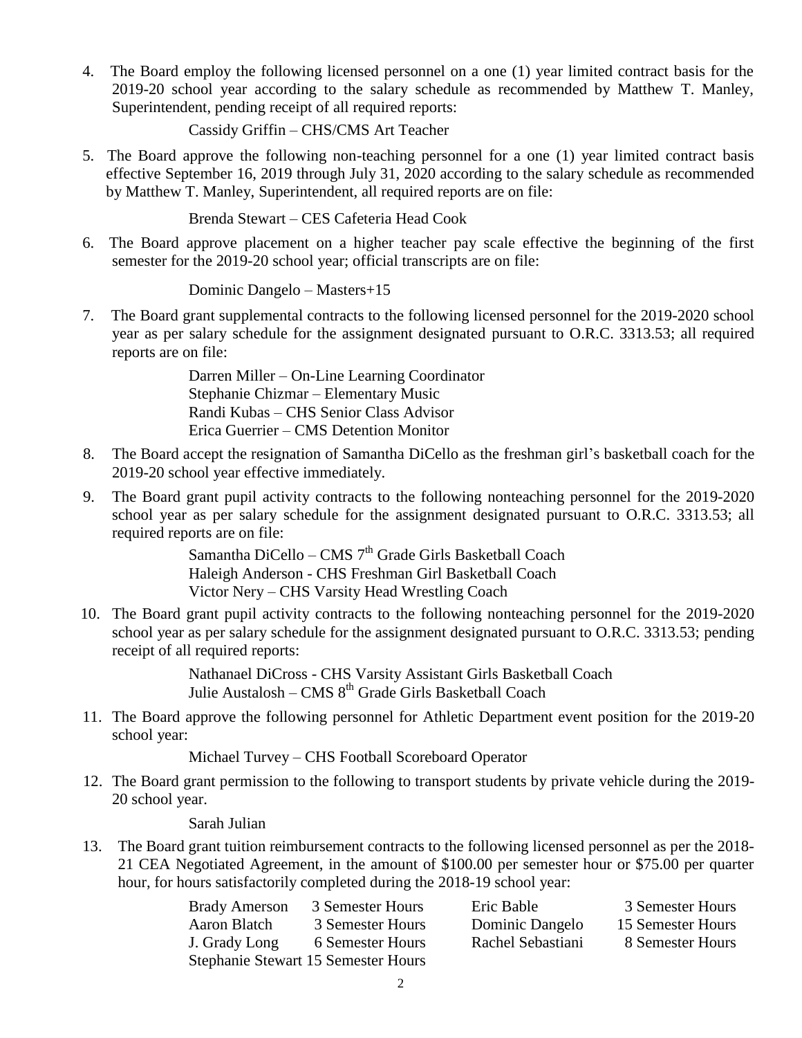4. The Board employ the following licensed personnel on a one (1) year limited contract basis for the 2019-20 school year according to the salary schedule as recommended by Matthew T. Manley, Superintendent, pending receipt of all required reports:

   Cassidy Griffin – CHS/CMS Art Teacher

5. The Board approve the following non-teaching personnel for a one (1) year limited contract basis effective September 16, 2019 through July 31, 2020 according to the salary schedule as recommended by Matthew T. Manley, Superintendent, all required reports are on file:

   Brenda Stewart – CES Cafeteria Head Cook

6. The Board approve placement on a higher teacher pay scale effective the beginning of the first semester for the 2019-20 school year; official transcripts are on file:

   Dominic Dangelo – Masters+15

7. The Board grant supplemental contracts to the following licensed personnel for the 2019-2020 school year as per salary schedule for the assignment designated pursuant to O.R.C. 3313.53; all required reports are on file:

   Darren Miller – On-Line Learning Coordinator
   Stephanie Chizmar – Elementary Music
   Randi Kubas – CHS Senior Class Advisor
   Erica Guerrier – CMS Detention Monitor

8. The Board accept the resignation of Samantha DiCello as the freshman girl's basketball coach for the 2019-20 school year effective immediately.

9. The Board grant pupil activity contracts to the following nonteaching personnel for the 2019-2020 school year as per salary schedule for the assignment designated pursuant to O.R.C. 3313.53; all required reports are on file:

   Samantha DiCello – CMS 7th Grade Girls Basketball Coach
   Haleigh Anderson - CHS Freshman Girl Basketball Coach
   Victor Nery – CHS Varsity Head Wrestling Coach

10. The Board grant pupil activity contracts to the following nonteaching personnel for the 2019-2020 school year as per salary schedule for the assignment designated pursuant to O.R.C. 3313.53; pending receipt of all required reports:

    Nathanael DiCross - CHS Varsity Assistant Girls Basketball Coach
    Julie Austalosh – CMS 8th Grade Girls Basketball Coach

11. The Board approve the following personnel for Athletic Department event position for the 2019-20 school year:

    Michael Turvey – CHS Football Scoreboard Operator

12. The Board grant permission to the following to transport students by private vehicle during the 2019-20 school year.

    Sarah Julian

13. The Board grant tuition reimbursement contracts to the following licensed personnel as per the 2018-21 CEA Negotiated Agreement, in the amount of $100.00 per semester hour or $75.00 per quarter hour, for hours satisfactorily completed during the 2018-19 school year:

| | | | |
|---|---|---|---|
| Brady Amerson | 3 Semester Hours | Eric Bable | 3 Semester Hours |
| Aaron Blatch | 3 Semester Hours | Dominic Dangelo | 15 Semester Hours |
| J. Grady Long | 6 Semester Hours | Rachel Sebastiani | 8 Semester Hours |
| Stephanie Stewart | 15 Semester Hours | | |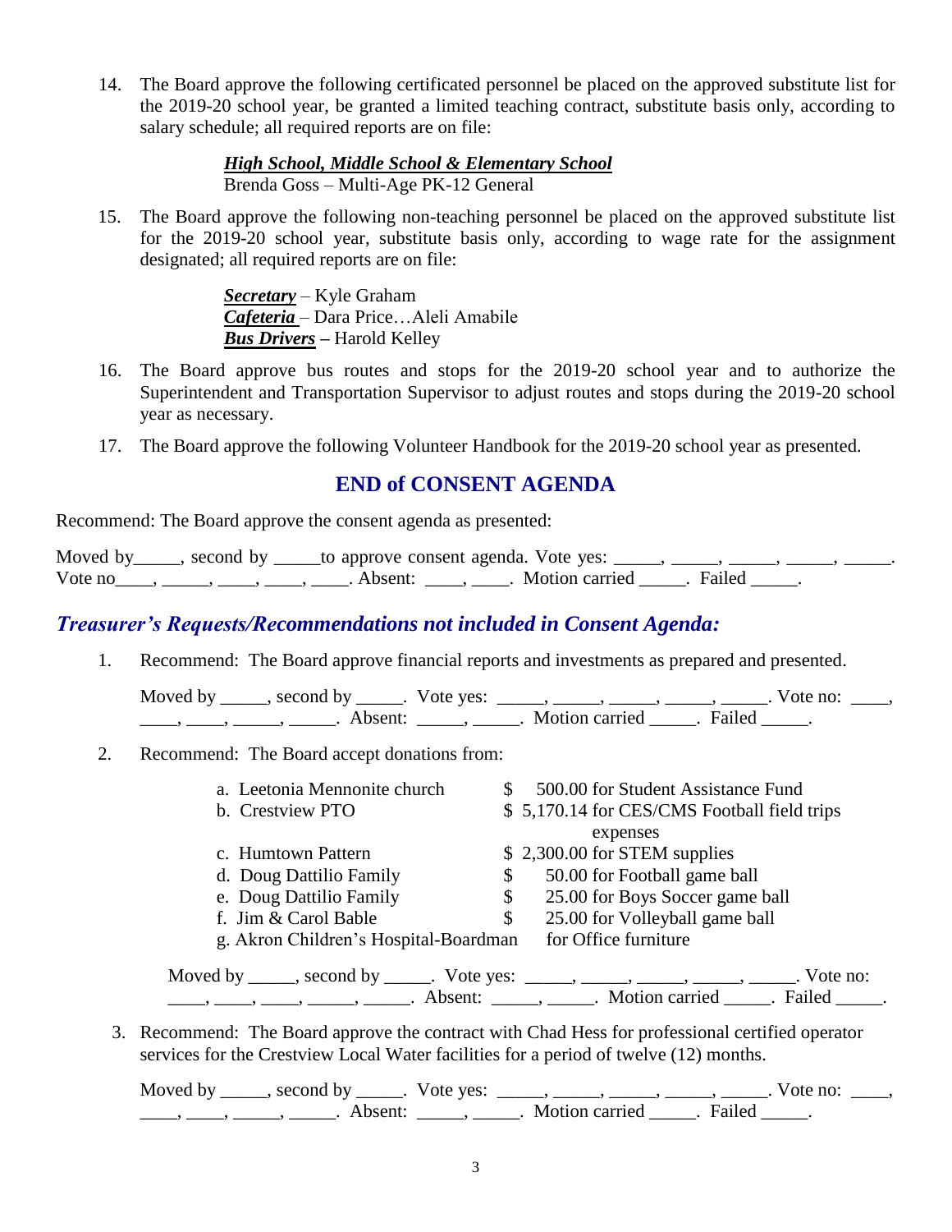14. The Board approve the following certificated personnel be placed on the approved substitute list for the 2019-20 school year, be granted a limited teaching contract, substitute basis only, according to salary schedule; all required reports are on file:

    ***High School, Middle School & Elementary School***
    Brenda Goss – Multi-Age PK-12 General

15. The Board approve the following non-teaching personnel be placed on the approved substitute list for the 2019-20 school year, substitute basis only, according to wage rate for the assignment designated; all required reports are on file:

    ***Secretary*** – Kyle Graham
    ***Cafeteria*** – Dara Price…Aleli Amabile
    ***Bus Drivers*** **–** Harold Kelley

16. The Board approve bus routes and stops for the 2019-20 school year and to authorize the Superintendent and Transportation Supervisor to adjust routes and stops during the 2019-20 school year as necessary.

17. The Board approve the following Volunteer Handbook for the 2019-20 school year as presented.

## END of CONSENT AGENDA

Recommend: The Board approve the consent agenda as presented:

Moved by_____, second by _____to approve consent agenda. Vote yes: _____, _____, _____, _____, _____. Vote no____, _____, ____, ____, ____. Absent: ____, ____. Motion carried _____. Failed _____.

## *Treasurer's Requests/Recommendations not included in Consent Agenda:*

1. Recommend: The Board approve financial reports and investments as prepared and presented.

   Moved by _____, second by _____. Vote yes: _____, _____, _____, _____, _____. Vote no: ____, ____, ____, _____, _____. Absent: _____, _____. Motion carried _____. Failed _____.

2. Recommend: The Board accept donations from:

   a. Leetonia Mennonite church — $ 500.00 for Student Assistance Fund
   b. Crestview PTO — $ 5,170.14 for CES/CMS Football field trips expenses
   c. Humtown Pattern — $ 2,300.00 for STEM supplies
   d. Doug Dattilio Family — $ 50.00 for Football game ball
   e. Doug Dattilio Family — $ 25.00 for Boys Soccer game ball
   f. Jim & Carol Bable — $ 25.00 for Volleyball game ball
   g. Akron Children's Hospital-Boardman — for Office furniture

   Moved by _____, second by _____. Vote yes: _____, _____, _____, _____, _____. Vote no: ____, ____, ____, _____, _____. Absent: _____, _____. Motion carried _____. Failed _____.

3. Recommend: The Board approve the contract with Chad Hess for professional certified operator services for the Crestview Local Water facilities for a period of twelve (12) months.

   Moved by _____, second by _____. Vote yes: _____, _____, _____, _____, _____. Vote no: ____, ____, ____, _____, _____. Absent: _____, _____. Motion carried _____. Failed _____.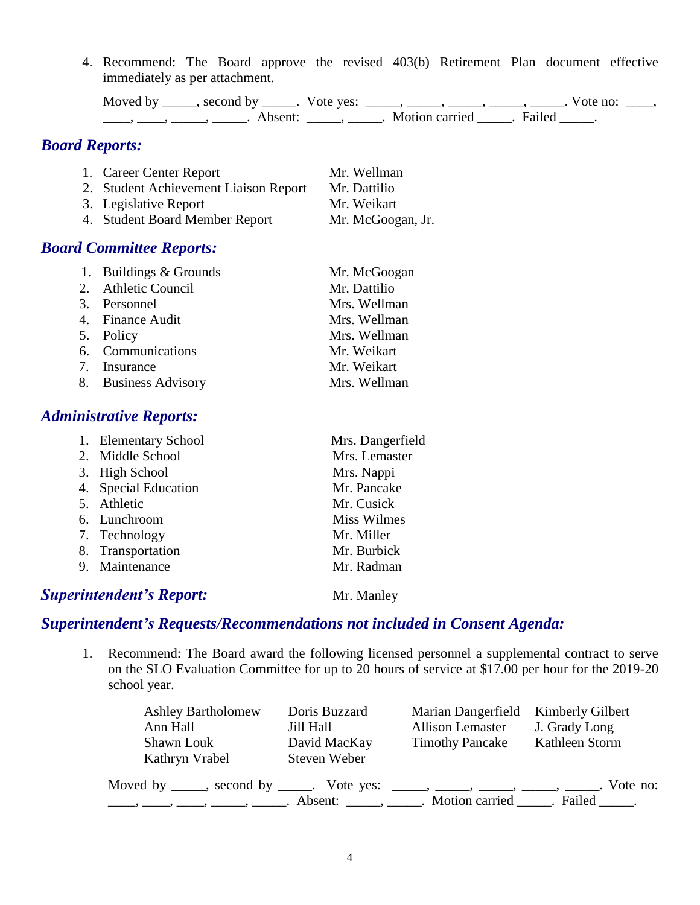4. Recommend: The Board approve the revised 403(b) Retirement Plan document effective immediately as per attachment.

   Moved by _____, second by _____. Vote yes: _____, _____, _____, _____, _____. Vote no: ____, ____, ____, _____, _____. Absent: _____, _____. Motion carried _____. Failed _____.

## *Board Reports:*

| | |
|---|---|
| 1. Career Center Report | Mr. Wellman |
| 2. Student Achievement Liaison Report | Mr. Dattilio |
| 3. Legislative Report | Mr. Weikart |
| 4. Student Board Member Report | Mr. McGoogan, Jr. |

## *Board Committee Reports:*

| | |
|---|---|
| 1. Buildings & Grounds | Mr. McGoogan |
| 2. Athletic Council | Mr. Dattilio |
| 3. Personnel | Mrs. Wellman |
| 4. Finance Audit | Mrs. Wellman |
| 5. Policy | Mrs. Wellman |
| 6. Communications | Mr. Weikart |
| 7. Insurance | Mr. Weikart |
| 8. Business Advisory | Mrs. Wellman |

## *Administrative Reports:*

| | |
|---|---|
| 1. Elementary School | Mrs. Dangerfield |
| 2. Middle School | Mrs. Lemaster |
| 3. High School | Mrs. Nappi |
| 4. Special Education | Mr. Pancake |
| 5. Athletic | Mr. Cusick |
| 6. Lunchroom | Miss Wilmes |
| 7. Technology | Mr. Miller |
| 8. Transportation | Mr. Burbick |
| 9. Maintenance | Mr. Radman |

## *Superintendent's Report:* Mr. Manley

## *Superintendent's Requests/Recommendations not included in Consent Agenda:*

1. Recommend: The Board award the following licensed personnel a supplemental contract to serve on the SLO Evaluation Committee for up to 20 hours of service at $17.00 per hour for the 2019-20 school year.

| | | | |
|---|---|---|---|
| Ashley Bartholomew | Doris Buzzard | Marian Dangerfield | Kimberly Gilbert |
| Ann Hall | Jill Hall | Allison Lemaster | J. Grady Long |
| Shawn Louk | David MacKay | Timothy Pancake | Kathleen Storm |
| Kathryn Vrabel | Steven Weber | | |

   Moved by _____, second by _____. Vote yes: _____, _____, _____, _____, _____. Vote no: ____, ____, ____, _____, _____. Absent: _____, _____. Motion carried _____. Failed _____.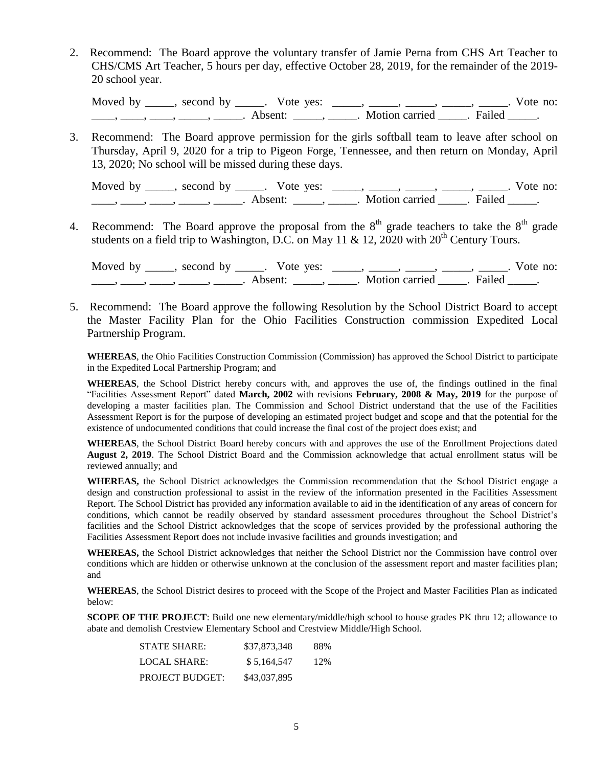2. Recommend: The Board approve the voluntary transfer of Jamie Perna from CHS Art Teacher to CHS/CMS Art Teacher, 5 hours per day, effective October 28, 2019, for the remainder of the 2019-20 school year.

   Moved by _____, second by _____. Vote yes: _____, _____, _____, _____, _____. Vote no: ____, ____, ____, _____, _____. Absent: _____, _____. Motion carried _____. Failed _____.

3. Recommend: The Board approve permission for the girls softball team to leave after school on Thursday, April 9, 2020 for a trip to Pigeon Forge, Tennessee, and then return on Monday, April 13, 2020; No school will be missed during these days.

   Moved by _____, second by _____. Vote yes: _____, _____, _____, _____, _____. Vote no: ____, ____, ____, _____, _____. Absent: _____, _____. Motion carried _____. Failed _____.

4. Recommend: The Board approve the proposal from the 8th grade teachers to take the 8th grade students on a field trip to Washington, D.C. on May 11 & 12, 2020 with 20th Century Tours.

   Moved by _____, second by _____. Vote yes: _____, _____, _____, _____, _____. Vote no: ____, ____, ____, _____, _____. Absent: _____, _____. Motion carried _____. Failed _____.

5. Recommend: The Board approve the following Resolution by the School District Board to accept the Master Facility Plan for the Ohio Facilities Construction commission Expedited Local Partnership Program.

**WHEREAS**, the Ohio Facilities Construction Commission (Commission) has approved the School District to participate in the Expedited Local Partnership Program; and

**WHEREAS**, the School District hereby concurs with, and approves the use of, the findings outlined in the final "Facilities Assessment Report" dated **March, 2002** with revisions **February, 2008 & May, 2019** for the purpose of developing a master facilities plan. The Commission and School District understand that the use of the Facilities Assessment Report is for the purpose of developing an estimated project budget and scope and that the potential for the existence of undocumented conditions that could increase the final cost of the project does exist; and

**WHEREAS**, the School District Board hereby concurs with and approves the use of the Enrollment Projections dated **August 2, 2019**. The School District Board and the Commission acknowledge that actual enrollment status will be reviewed annually; and

**WHEREAS,** the School District acknowledges the Commission recommendation that the School District engage a design and construction professional to assist in the review of the information presented in the Facilities Assessment Report. The School District has provided any information available to aid in the identification of any areas of concern for conditions, which cannot be readily observed by standard assessment procedures throughout the School District's facilities and the School District acknowledges that the scope of services provided by the professional authoring the Facilities Assessment Report does not include invasive facilities and grounds investigation; and

**WHEREAS,** the School District acknowledges that neither the School District nor the Commission have control over conditions which are hidden or otherwise unknown at the conclusion of the assessment report and master facilities plan; and

**WHEREAS**, the School District desires to proceed with the Scope of the Project and Master Facilities Plan as indicated below:

**SCOPE OF THE PROJECT**: Build one new elementary/middle/high school to house grades PK thru 12; allowance to abate and demolish Crestview Elementary School and Crestview Middle/High School.

| | | |
|---|---|---|
| STATE SHARE: | $37,873,348 | 88% |
| LOCAL SHARE: | $ 5,164,547 | 12% |
| PROJECT BUDGET: | $43,037,895 | |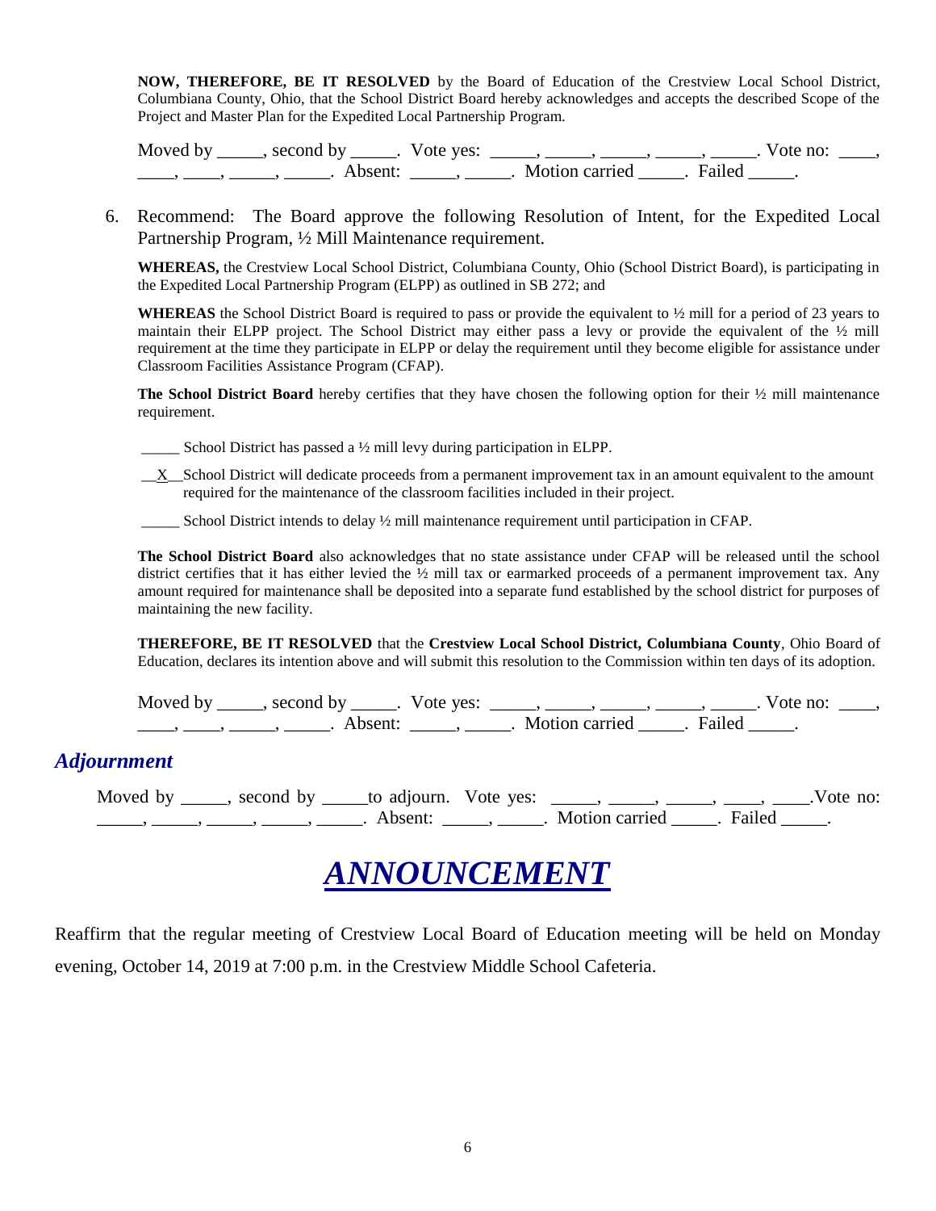**NOW, THEREFORE, BE IT RESOLVED** by the Board of Education of the Crestview Local School District, Columbiana County, Ohio, that the School District Board hereby acknowledges and accepts the described Scope of the Project and Master Plan for the Expedited Local Partnership Program.

Moved by _____, second by _____. Vote yes: _____, _____, _____, _____, _____. Vote no: ____, ____, ____, _____, _____. Absent: _____, _____. Motion carried _____. Failed _____.

6. Recommend: The Board approve the following Resolution of Intent, for the Expedited Local Partnership Program, ½ Mill Maintenance requirement.

**WHEREAS,** the Crestview Local School District, Columbiana County, Ohio (School District Board), is participating in the Expedited Local Partnership Program (ELPP) as outlined in SB 272; and

**WHEREAS** the School District Board is required to pass or provide the equivalent to ½ mill for a period of 23 years to maintain their ELPP project. The School District may either pass a levy or provide the equivalent of the ½ mill requirement at the time they participate in ELPP or delay the requirement until they become eligible for assistance under Classroom Facilities Assistance Program (CFAP).

**The School District Board** hereby certifies that they have chosen the following option for their ½ mill maintenance requirement.

_____ School District has passed a ½ mill levy during participation in ELPP.

__X__ School District will dedicate proceeds from a permanent improvement tax in an amount equivalent to the amount required for the maintenance of the classroom facilities included in their project.

_____ School District intends to delay ½ mill maintenance requirement until participation in CFAP.

**The School District Board** also acknowledges that no state assistance under CFAP will be released until the school district certifies that it has either levied the ½ mill tax or earmarked proceeds of a permanent improvement tax. Any amount required for maintenance shall be deposited into a separate fund established by the school district for purposes of maintaining the new facility.

**THEREFORE, BE IT RESOLVED** that the **Crestview Local School District, Columbiana County**, Ohio Board of Education, declares its intention above and will submit this resolution to the Commission within ten days of its adoption.

Moved by _____, second by _____. Vote yes: _____, _____, _____, _____, _____. Vote no: ____, ____, ____, _____, _____. Absent: _____, _____. Motion carried _____. Failed _____.

## *Adjournment*

Moved by _____, second by _____to adjourn. Vote yes: _____, _____, _____, ____, ____.Vote no: _____, _____, _____, _____, _____. Absent: _____, _____. Motion carried _____. Failed _____.

# ***ANNOUNCEMENT***

Reaffirm that the regular meeting of Crestview Local Board of Education meeting will be held on Monday evening, October 14, 2019 at 7:00 p.m. in the Crestview Middle School Cafeteria.